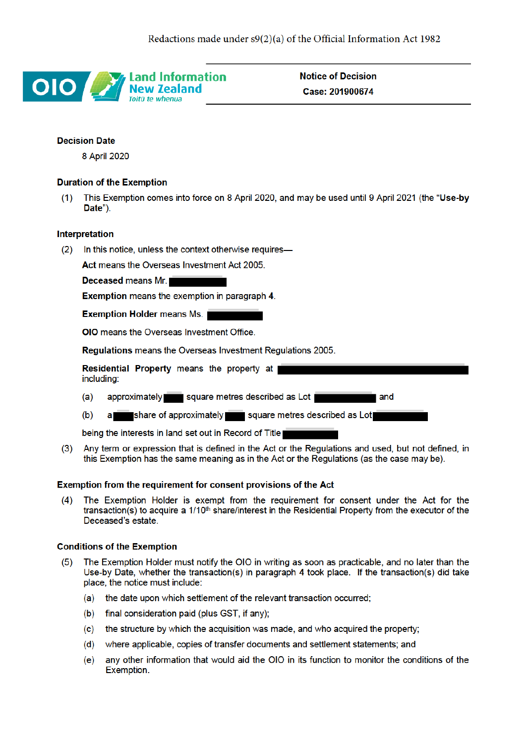Redactions made under s9(2)(a) of the Official Information Act 1982

**Land Information New Zealand**
*Toitū te whenua*

**Notice of Decision**
**Case: 201900674**

**Decision Date**

8 April 2020

**Duration of the Exemption**

(1) This Exemption comes into force on 8 April 2020, and may be used until 9 April 2021 (the "**Use-by Date**").

**Interpretation**

(2) In this notice, unless the context otherwise requires—

**Act** means the Overseas Investment Act 2005.

**Deceased** means Mr. [redacted]

**Exemption** means the exemption in paragraph **4**.

**Exemption Holder** means Ms. [redacted]

**OIO** means the Overseas Investment Office.

**Regulations** means the Overseas Investment Regulations 2005.

**Residential Property** means the property at [redacted] including:

(a) approximately [redacted] square metres described as Lot [redacted] and

(b) a [redacted] share of approximately [redacted] square metres described as Lot [redacted]

being the interests in land set out in Record of Title [redacted]

(3) Any term or expression that is defined in the Act or the Regulations and used, but not defined, in this Exemption has the same meaning as in the Act or the Regulations (as the case may be).

**Exemption from the requirement for consent provisions of the Act**

(4) The Exemption Holder is exempt from the requirement for consent under the Act for the transaction(s) to acquire a 1/10th share/interest in the Residential Property from the executor of the Deceased's estate.

**Conditions of the Exemption**

(5) The Exemption Holder must notify the OIO in writing as soon as practicable, and no later than the Use-by Date, whether the transaction(s) in paragraph 4 took place. If the transaction(s) did take place, the notice must include:

(a) the date upon which settlement of the relevant transaction occurred;

(b) final consideration paid (plus GST, if any);

(c) the structure by which the acquisition was made, and who acquired the property;

(d) where applicable, copies of transfer documents and settlement statements; and

(e) any other information that would aid the OIO in its function to monitor the conditions of the Exemption.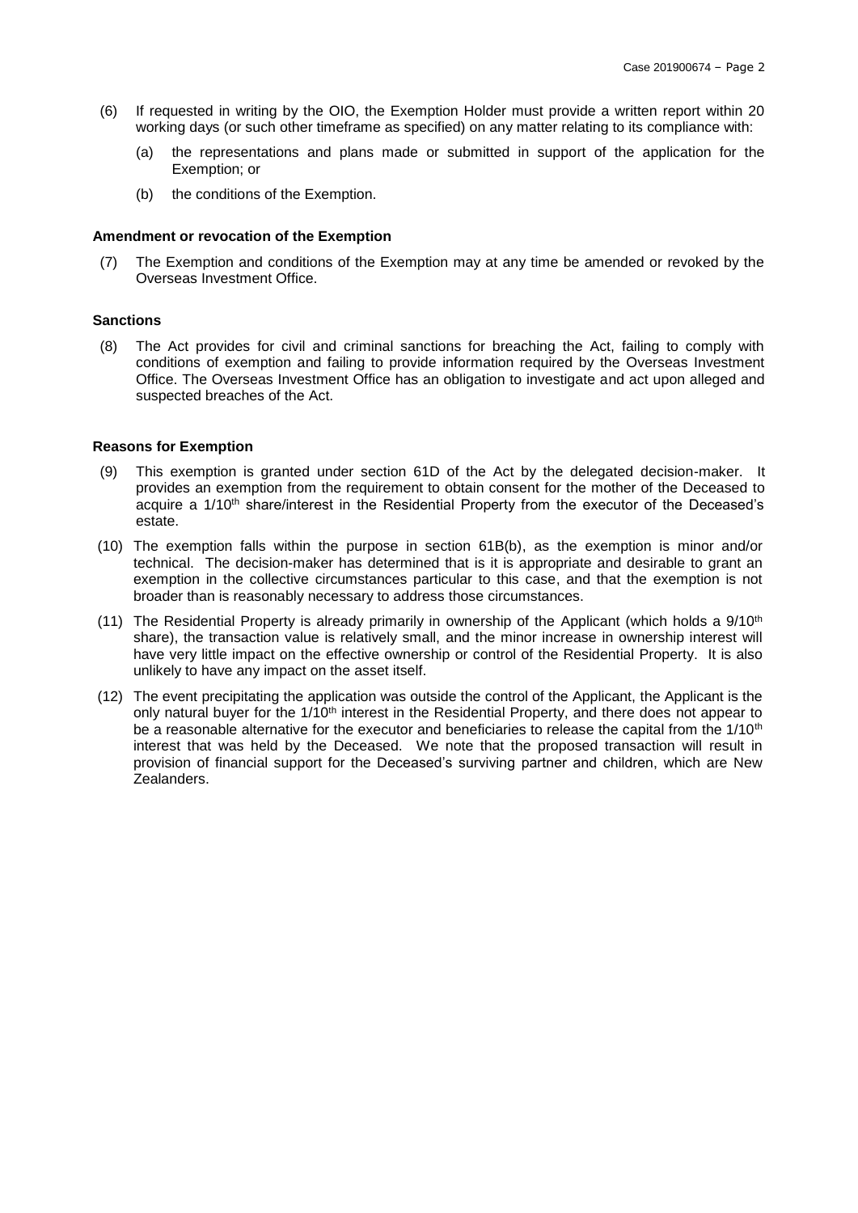(6) If requested in writing by the OIO, the Exemption Holder must provide a written report within 20 working days (or such other timeframe as specified) on any matter relating to its compliance with:

   (a) the representations and plans made or submitted in support of the application for the Exemption; or

   (b) the conditions of the Exemption.

**Amendment or revocation of the Exemption**

(7) The Exemption and conditions of the Exemption may at any time be amended or revoked by the Overseas Investment Office.

**Sanctions**

(8) The Act provides for civil and criminal sanctions for breaching the Act, failing to comply with conditions of exemption and failing to provide information required by the Overseas Investment Office. The Overseas Investment Office has an obligation to investigate and act upon alleged and suspected breaches of the Act.

**Reasons for Exemption**

(9) This exemption is granted under section 61D of the Act by the delegated decision-maker. It provides an exemption from the requirement to obtain consent for the mother of the Deceased to acquire a 1/10th share/interest in the Residential Property from the executor of the Deceased's estate.

(10) The exemption falls within the purpose in section 61B(b), as the exemption is minor and/or technical. The decision-maker has determined that is it is appropriate and desirable to grant an exemption in the collective circumstances particular to this case, and that the exemption is not broader than is reasonably necessary to address those circumstances.

(11) The Residential Property is already primarily in ownership of the Applicant (which holds a 9/10th share), the transaction value is relatively small, and the minor increase in ownership interest will have very little impact on the effective ownership or control of the Residential Property. It is also unlikely to have any impact on the asset itself.

(12) The event precipitating the application was outside the control of the Applicant, the Applicant is the only natural buyer for the 1/10th interest in the Residential Property, and there does not appear to be a reasonable alternative for the executor and beneficiaries to release the capital from the 1/10th interest that was held by the Deceased. We note that the proposed transaction will result in provision of financial support for the Deceased's surviving partner and children, which are New Zealanders.